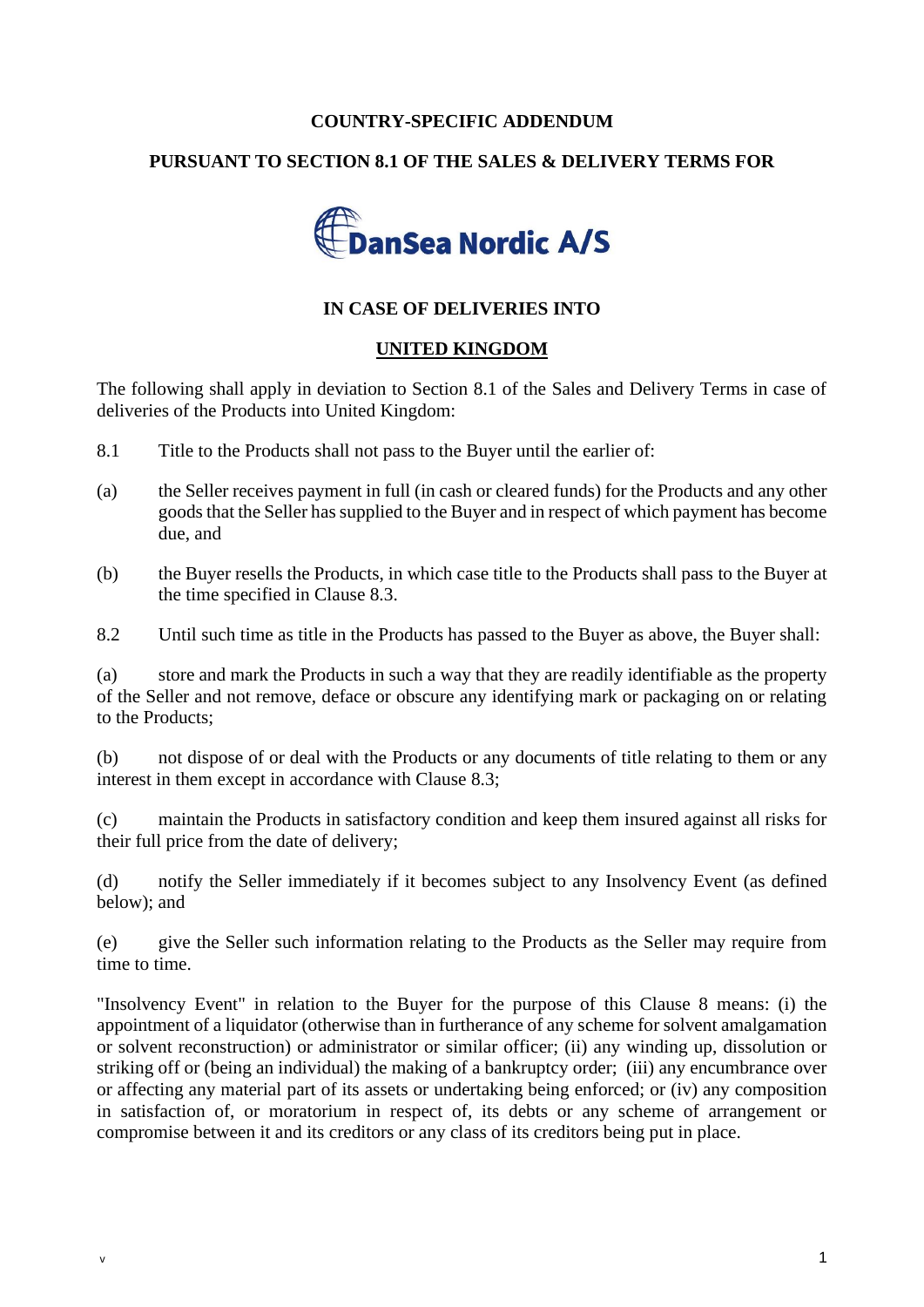**COUNTRY-SPECIFIC ADDENDUM**

**PURSUANT TO SECTION 8.1 OF THE SALES & DELIVERY TERMS FOR**

**DanSea Nordic A/S**

**IN CASE OF DELIVERIES INTO**

**UNITED KINGDOM**

The following shall apply in deviation to Section 8.1 of the Sales and Delivery Terms in case of deliveries of the Products into United Kingdom:

8.1 Title to the Products shall not pass to the Buyer until the earlier of:

(a) the Seller receives payment in full (in cash or cleared funds) for the Products and any other goods that the Seller has supplied to the Buyer and in respect of which payment has become due, and

(b) the Buyer resells the Products, in which case title to the Products shall pass to the Buyer at the time specified in Clause 8.3.

8.2 Until such time as title in the Products has passed to the Buyer as above, the Buyer shall:

(a) store and mark the Products in such a way that they are readily identifiable as the property of the Seller and not remove, deface or obscure any identifying mark or packaging on or relating to the Products;

(b) not dispose of or deal with the Products or any documents of title relating to them or any interest in them except in accordance with Clause 8.3;

(c) maintain the Products in satisfactory condition and keep them insured against all risks for their full price from the date of delivery;

(d) notify the Seller immediately if it becomes subject to any Insolvency Event (as defined below); and

(e) give the Seller such information relating to the Products as the Seller may require from time to time.

"Insolvency Event" in relation to the Buyer for the purpose of this Clause 8 means: (i) the appointment of a liquidator (otherwise than in furtherance of any scheme for solvent amalgamation or solvent reconstruction) or administrator or similar officer; (ii) any winding up, dissolution or striking off or (being an individual) the making of a bankruptcy order; (iii) any encumbrance over or affecting any material part of its assets or undertaking being enforced; or (iv) any composition in satisfaction of, or moratorium in respect of, its debts or any scheme of arrangement or compromise between it and its creditors or any class of its creditors being put in place.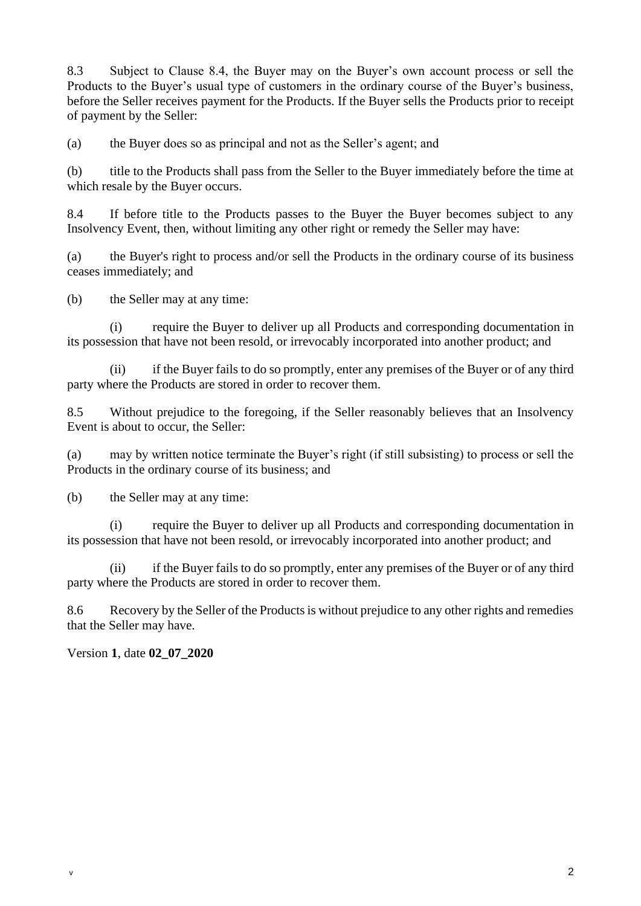8.3 Subject to Clause 8.4, the Buyer may on the Buyer's own account process or sell the Products to the Buyer's usual type of customers in the ordinary course of the Buyer's business, before the Seller receives payment for the Products. If the Buyer sells the Products prior to receipt of payment by the Seller:

(a) the Buyer does so as principal and not as the Seller's agent; and

(b) title to the Products shall pass from the Seller to the Buyer immediately before the time at which resale by the Buyer occurs.

8.4 If before title to the Products passes to the Buyer the Buyer becomes subject to any Insolvency Event, then, without limiting any other right or remedy the Seller may have:

(a) the Buyer's right to process and/or sell the Products in the ordinary course of its business ceases immediately; and

(b) the Seller may at any time:

(i) require the Buyer to deliver up all Products and corresponding documentation in its possession that have not been resold, or irrevocably incorporated into another product; and

(ii) if the Buyer fails to do so promptly, enter any premises of the Buyer or of any third party where the Products are stored in order to recover them.

8.5 Without prejudice to the foregoing, if the Seller reasonably believes that an Insolvency Event is about to occur, the Seller:

(a) may by written notice terminate the Buyer's right (if still subsisting) to process or sell the Products in the ordinary course of its business; and

(b) the Seller may at any time:

(i) require the Buyer to deliver up all Products and corresponding documentation in its possession that have not been resold, or irrevocably incorporated into another product; and

(ii) if the Buyer fails to do so promptly, enter any premises of the Buyer or of any third party where the Products are stored in order to recover them.

8.6 Recovery by the Seller of the Products is without prejudice to any other rights and remedies that the Seller may have.

Version **1**, date **02_07_2020**